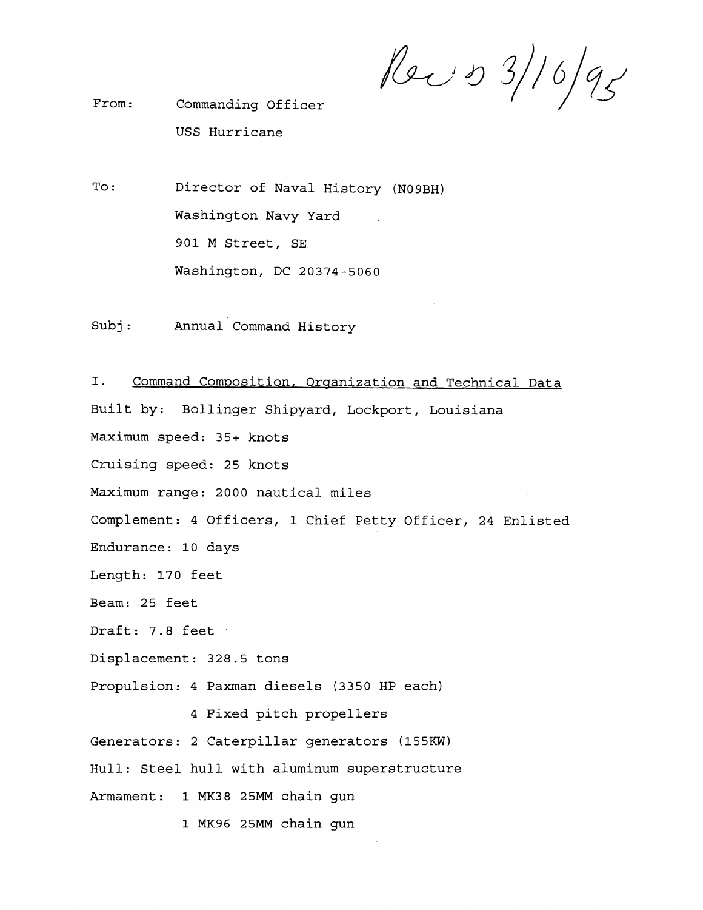Rec'd 3/16/95

From: Commanding Officer
USS Hurricane

To: Director of Naval History (N09BH)
Washington Navy Yard
901 M Street, SE
Washington, DC 20374-5060

Subj: Annual Command History

I. <u>Command Composition, Organization and Technical Data</u>

Built by: Bollinger Shipyard, Lockport, Louisiana

Maximum speed: 35+ knots

Cruising speed: 25 knots

Maximum range: 2000 nautical miles

Complement: 4 Officers, 1 Chief Petty Officer, 24 Enlisted

Endurance: 10 days

Length: 170 feet

Beam: 25 feet

Draft: 7.8 feet

Displacement: 328.5 tons

Propulsion: 4 Paxman diesels (3350 HP each)
4 Fixed pitch propellers

Generators: 2 Caterpillar generators (155KW)

Hull: Steel hull with aluminum superstructure

Armament: 1 MK38 25MM chain gun
1 MK96 25MM chain gun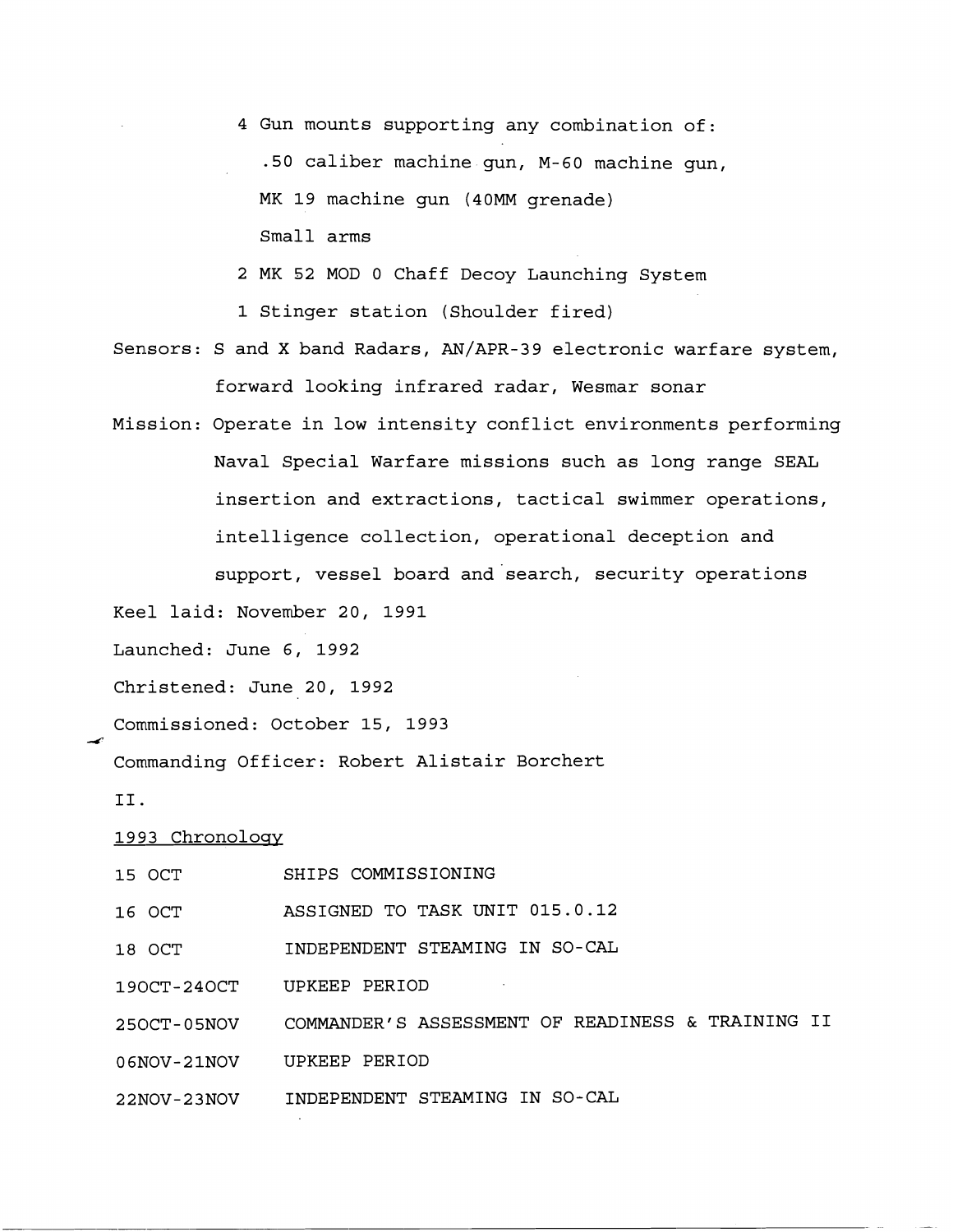4 Gun mounts supporting any combination of:

.50 caliber machine gun, M-60 machine gun,

MK 19 machine gun (40MM grenade)

Small arms

2 MK 52 MOD 0 Chaff Decoy Launching System

1 Stinger station (Shoulder fired)

Sensors: S and X band Radars, AN/APR-39 electronic warfare system, forward looking infrared radar, Wesmar sonar

Mission: Operate in low intensity conflict environments performing Naval Special Warfare missions such as long range SEAL insertion and extractions, tactical swimmer operations, intelligence collection, operational deception and support, vessel board and search, security operations

Keel laid: November 20, 1991

Launched: June 6, 1992

Christened: June 20, 1992

Commissioned: October 15, 1993

Commanding Officer: Robert Alistair Borchert

II.

1993 Chronology

| | |
|---|---|
| 15 OCT | SHIPS COMMISSIONING |
| 16 OCT | ASSIGNED TO TASK UNIT 015.0.12 |
| 18 OCT | INDEPENDENT STEAMING IN SO-CAL |
| 19OCT-24OCT | UPKEEP PERIOD |
| 25OCT-05NOV | COMMANDER'S ASSESSMENT OF READINESS & TRAINING II |
| 06NOV-21NOV | UPKEEP PERIOD |
| 22NOV-23NOV | INDEPENDENT STEAMING IN SO-CAL |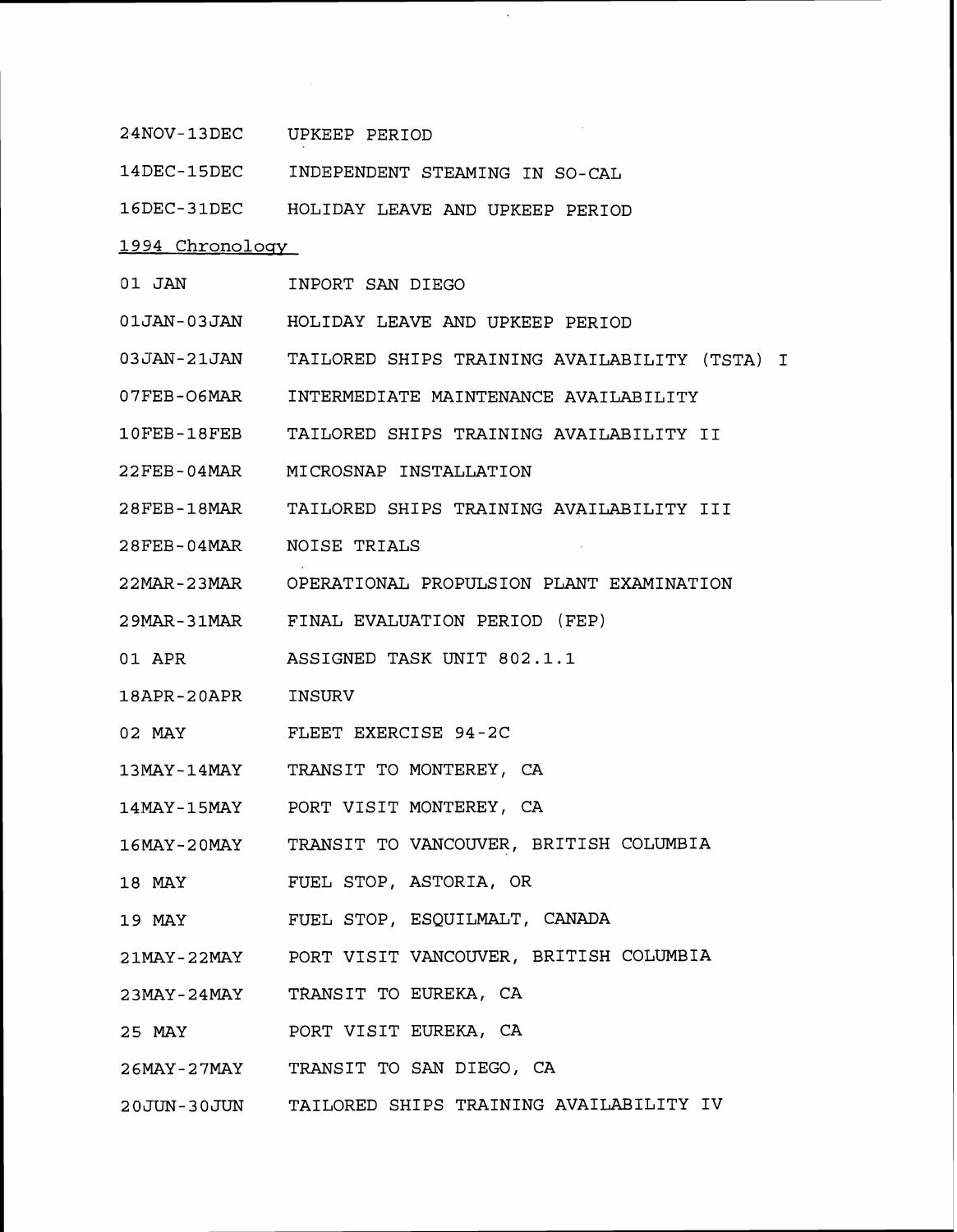24NOV-13DEC UPKEEP PERIOD

14DEC-15DEC INDEPENDENT STEAMING IN SO-CAL

16DEC-31DEC HOLIDAY LEAVE AND UPKEEP PERIOD

1994 Chronology

01 JAN INPORT SAN DIEGO

01JAN-03JAN HOLIDAY LEAVE AND UPKEEP PERIOD

03JAN-21JAN TAILORED SHIPS TRAINING AVAILABILITY (TSTA) I

07FEB-O6MAR INTERMEDIATE MAINTENANCE AVAILABILITY

10FEB-18FEB TAILORED SHIPS TRAINING AVAILABILITY II

22FEB-04MAR MICROSNAP INSTALLATION

28FEB-18MAR TAILORED SHIPS TRAINING AVAILABILITY III

28FEB-04MAR NOISE TRIALS

22MAR-23MAR OPERATIONAL PROPULSION PLANT EXAMINATION

29MAR-31MAR FINAL EVALUATION PERIOD (FEP)

01 APR ASSIGNED TASK UNIT 802.1.1

18APR-20APR INSURV

02 MAY FLEET EXERCISE 94-2C

13MAY-14MAY TRANSIT TO MONTEREY, CA

14MAY-15MAY PORT VISIT MONTEREY, CA

16MAY-20MAY TRANSIT TO VANCOUVER, BRITISH COLUMBIA

18 MAY FUEL STOP, ASTORIA, OR

19 MAY FUEL STOP, ESQUILMALT, CANADA

21MAY-22MAY PORT VISIT VANCOUVER, BRITISH COLUMBIA

23MAY-24MAY TRANSIT TO EUREKA, CA

25 MAY PORT VISIT EUREKA, CA

26MAY-27MAY TRANSIT TO SAN DIEGO, CA

20JUN-30JUN TAILORED SHIPS TRAINING AVAILABILITY IV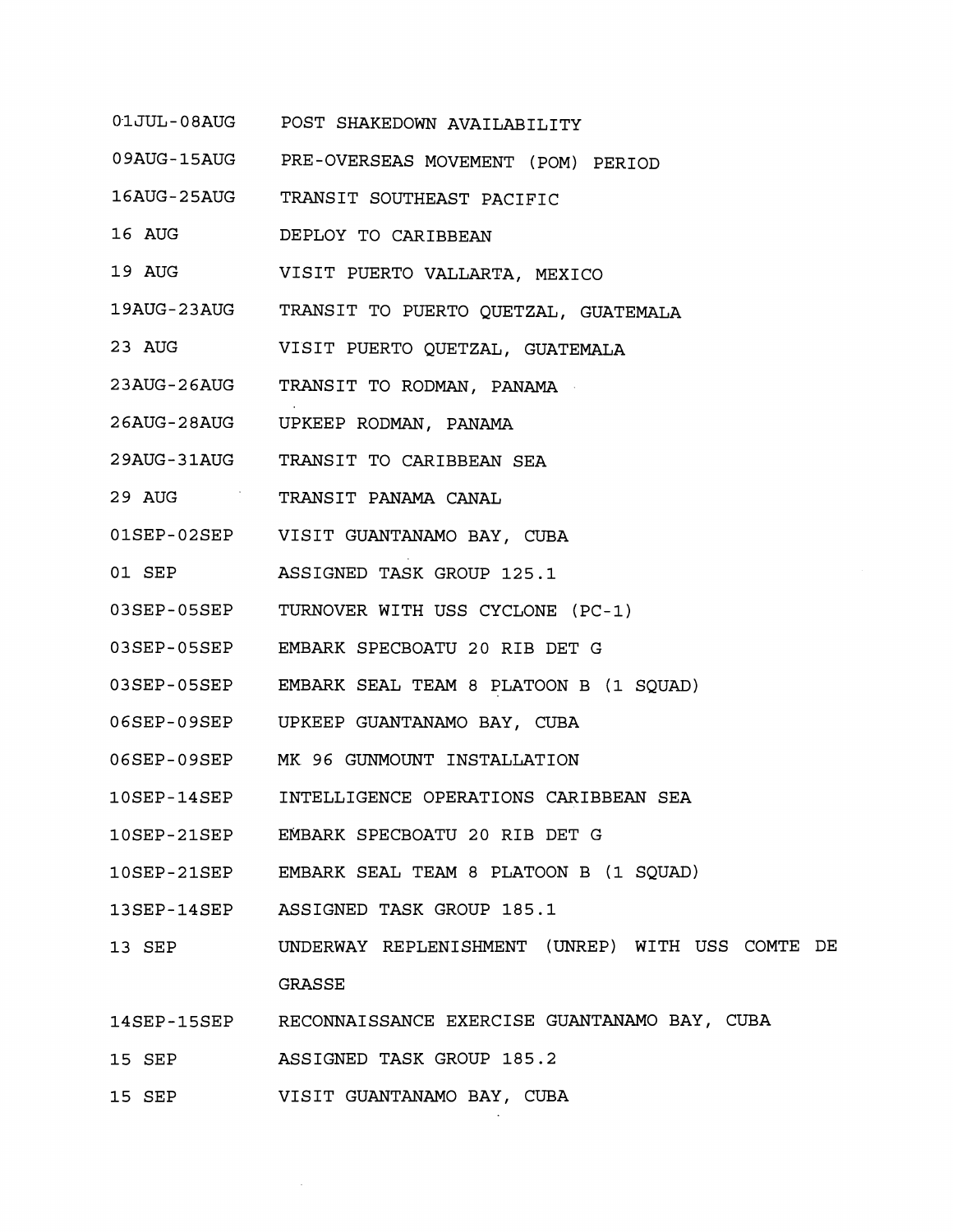| | |
|---|---|
| 01JUL-08AUG | POST SHAKEDOWN AVAILABILITY |
| 09AUG-15AUG | PRE-OVERSEAS MOVEMENT (POM) PERIOD |
| 16AUG-25AUG | TRANSIT SOUTHEAST PACIFIC |
| 16 AUG | DEPLOY TO CARIBBEAN |
| 19 AUG | VISIT PUERTO VALLARTA, MEXICO |
| 19AUG-23AUG | TRANSIT TO PUERTO QUETZAL, GUATEMALA |
| 23 AUG | VISIT PUERTO QUETZAL, GUATEMALA |
| 23AUG-26AUG | TRANSIT TO RODMAN, PANAMA |
| 26AUG-28AUG | UPKEEP RODMAN, PANAMA |
| 29AUG-31AUG | TRANSIT TO CARIBBEAN SEA |
| 29 AUG | TRANSIT PANAMA CANAL |
| 01SEP-02SEP | VISIT GUANTANAMO BAY, CUBA |
| 01 SEP | ASSIGNED TASK GROUP 125.1 |
| 03SEP-05SEP | TURNOVER WITH USS CYCLONE (PC-1) |
| 03SEP-05SEP | EMBARK SPECBOATU 20 RIB DET G |
| 03SEP-05SEP | EMBARK SEAL TEAM 8 PLATOON B (1 SQUAD) |
| 06SEP-09SEP | UPKEEP GUANTANAMO BAY, CUBA |
| 06SEP-09SEP | MK 96 GUNMOUNT INSTALLATION |
| 10SEP-14SEP | INTELLIGENCE OPERATIONS CARIBBEAN SEA |
| 10SEP-21SEP | EMBARK SPECBOATU 20 RIB DET G |
| 10SEP-21SEP | EMBARK SEAL TEAM 8 PLATOON B (1 SQUAD) |
| 13SEP-14SEP | ASSIGNED TASK GROUP 185.1 |
| 13 SEP | UNDERWAY REPLENISHMENT (UNREP) WITH USS COMTE DE GRASSE |
| 14SEP-15SEP | RECONNAISSANCE EXERCISE GUANTANAMO BAY, CUBA |
| 15 SEP | ASSIGNED TASK GROUP 185.2 |
| 15 SEP | VISIT GUANTANAMO BAY, CUBA |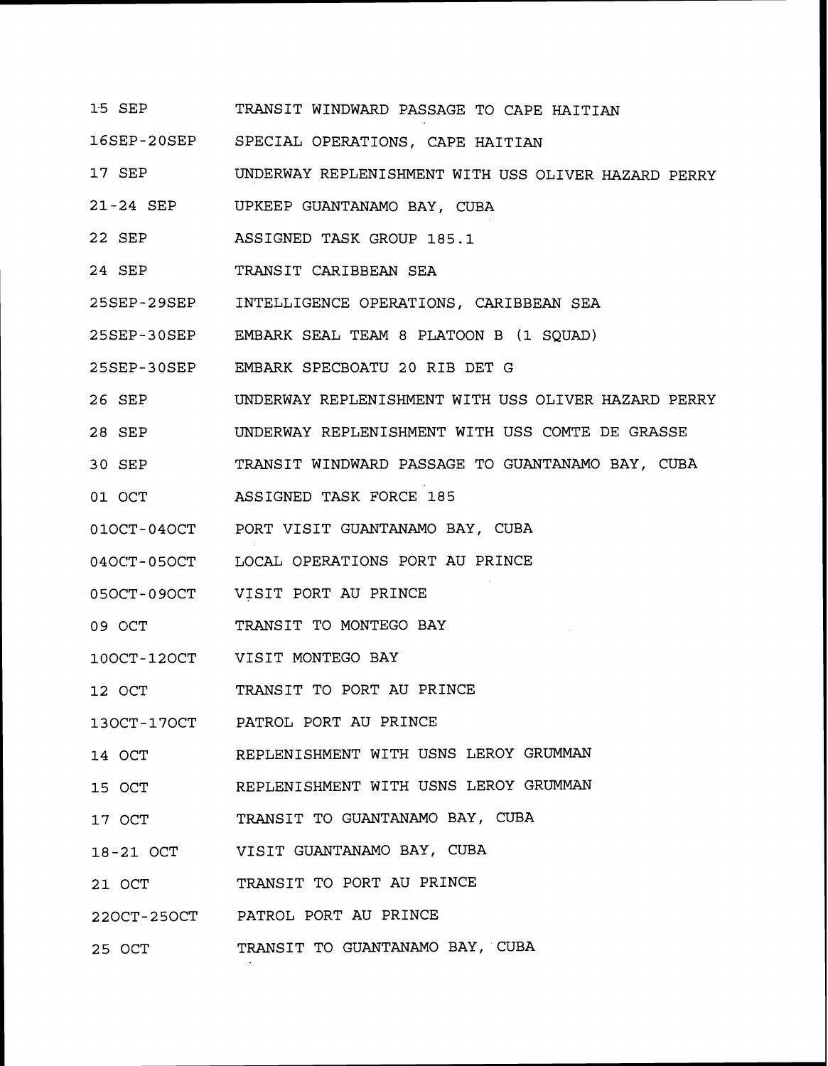15 SEP TRANSIT WINDWARD PASSAGE TO CAPE HAITIAN

16SEP-20SEP SPECIAL OPERATIONS, CAPE HAITIAN

17 SEP UNDERWAY REPLENISHMENT WITH USS OLIVER HAZARD PERRY

21-24 SEP UPKEEP GUANTANAMO BAY, CUBA

22 SEP ASSIGNED TASK GROUP 185.1

24 SEP TRANSIT CARIBBEAN SEA

25SEP-29SEP INTELLIGENCE OPERATIONS, CARIBBEAN SEA

25SEP-30SEP EMBARK SEAL TEAM 8 PLATOON B (1 SQUAD)

25SEP-30SEP EMBARK SPECBOATU 20 RIB DET G

26 SEP UNDERWAY REPLENISHMENT WITH USS OLIVER HAZARD PERRY

28 SEP UNDERWAY REPLENISHMENT WITH USS COMTE DE GRASSE

30 SEP TRANSIT WINDWARD PASSAGE TO GUANTANAMO BAY, CUBA

01 OCT ASSIGNED TASK FORCE 185

01OCT-04OCT PORT VISIT GUANTANAMO BAY, CUBA

04OCT-05OCT LOCAL OPERATIONS PORT AU PRINCE

05OCT-09OCT VISIT PORT AU PRINCE

09 OCT TRANSIT TO MONTEGO BAY

10OCT-12OCT VISIT MONTEGO BAY

12 OCT TRANSIT TO PORT AU PRINCE

13OCT-17OCT PATROL PORT AU PRINCE

14 OCT REPLENISHMENT WITH USNS LEROY GRUMMAN

15 OCT REPLENISHMENT WITH USNS LEROY GRUMMAN

17 OCT TRANSIT TO GUANTANAMO BAY, CUBA

18-21 OCT VISIT GUANTANAMO BAY, CUBA

21 OCT TRANSIT TO PORT AU PRINCE

22OCT-25OCT PATROL PORT AU PRINCE

25 OCT TRANSIT TO GUANTANAMO BAY, CUBA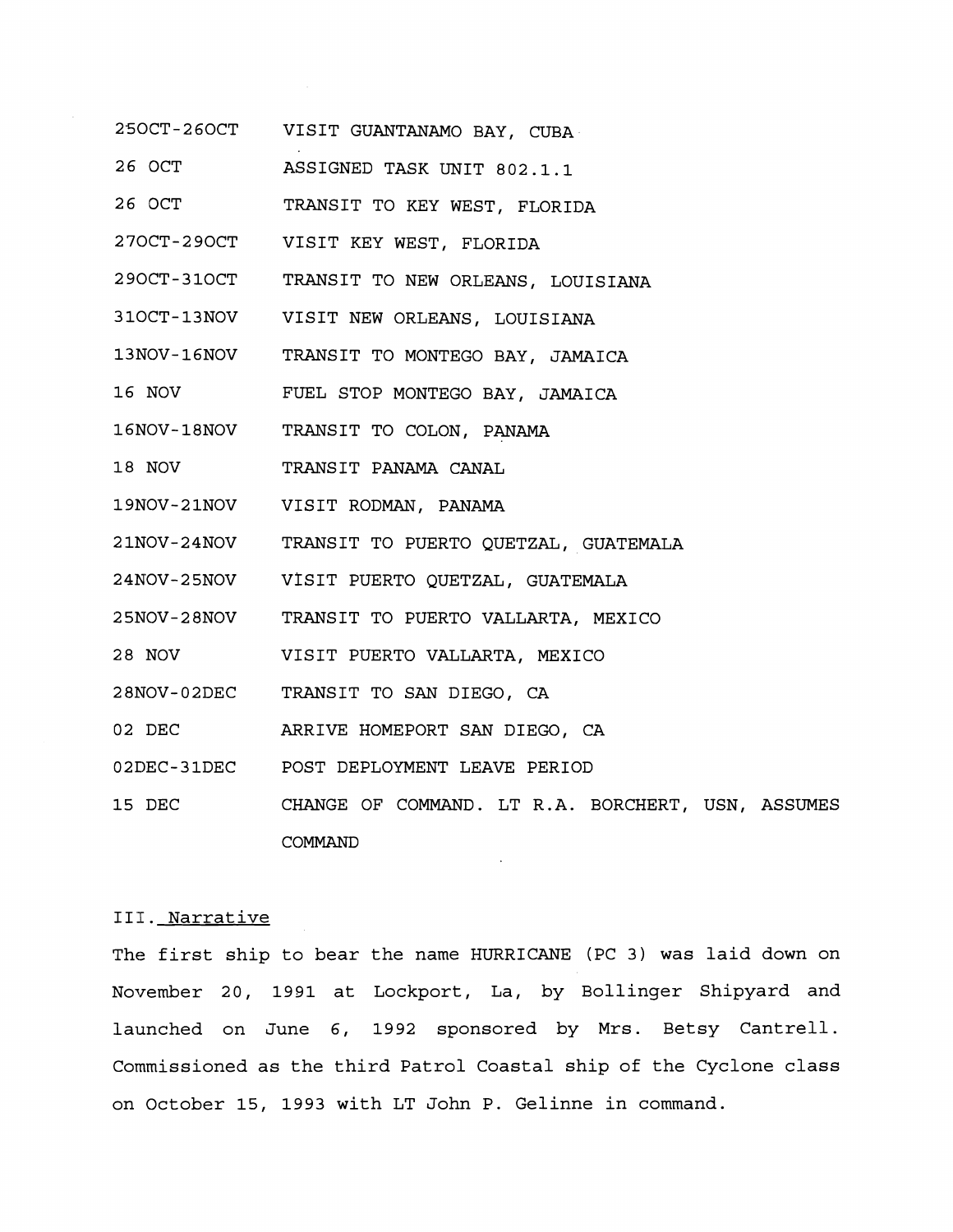| | |
|---|---|
| 25OCT-26OCT | VISIT GUANTANAMO BAY, CUBA |
| 26 OCT | ASSIGNED TASK UNIT 802.1.1 |
| 26 OCT | TRANSIT TO KEY WEST, FLORIDA |
| 27OCT-29OCT | VISIT KEY WEST, FLORIDA |
| 29OCT-31OCT | TRANSIT TO NEW ORLEANS, LOUISIANA |
| 31OCT-13NOV | VISIT NEW ORLEANS, LOUISIANA |
| 13NOV-16NOV | TRANSIT TO MONTEGO BAY, JAMAICA |
| 16 NOV | FUEL STOP MONTEGO BAY, JAMAICA |
| 16NOV-18NOV | TRANSIT TO COLON, PANAMA |
| 18 NOV | TRANSIT PANAMA CANAL |
| 19NOV-21NOV | VISIT RODMAN, PANAMA |
| 21NOV-24NOV | TRANSIT TO PUERTO QUETZAL, GUATEMALA |
| 24NOV-25NOV | VISIT PUERTO QUETZAL, GUATEMALA |
| 25NOV-28NOV | TRANSIT TO PUERTO VALLARTA, MEXICO |
| 28 NOV | VISIT PUERTO VALLARTA, MEXICO |
| 28NOV-02DEC | TRANSIT TO SAN DIEGO, CA |
| 02 DEC | ARRIVE HOMEPORT SAN DIEGO, CA |
| 02DEC-31DEC | POST DEPLOYMENT LEAVE PERIOD |
| 15 DEC | CHANGE OF COMMAND. LT R.A. BORCHERT, USN, ASSUMES COMMAND |

## III. Narrative

The first ship to bear the name HURRICANE (PC 3) was laid down on November 20, 1991 at Lockport, La, by Bollinger Shipyard and launched on June 6, 1992 sponsored by Mrs. Betsy Cantrell. Commissioned as the third Patrol Coastal ship of the Cyclone class on October 15, 1993 with LT John P. Gelinne in command.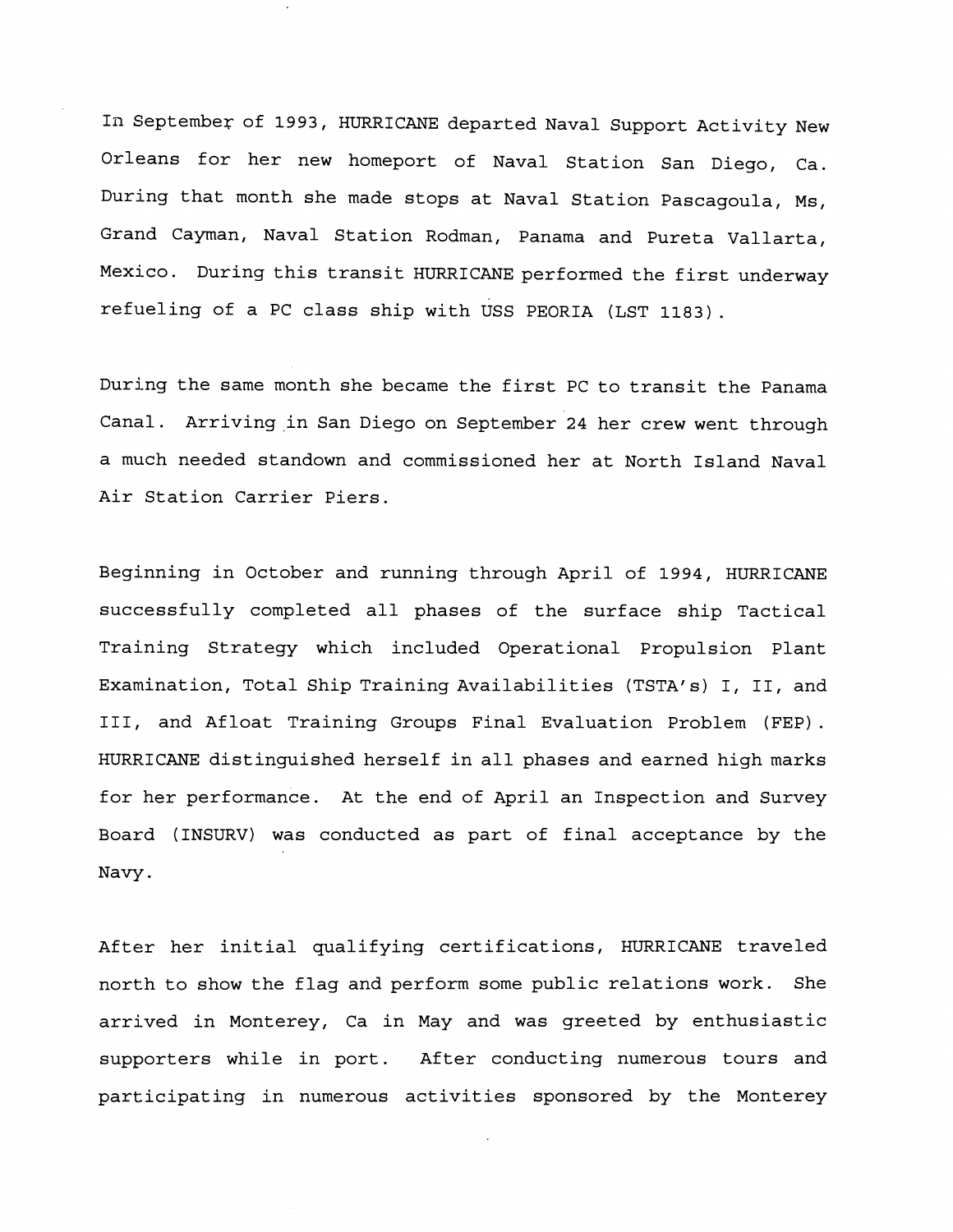In September of 1993, HURRICANE departed Naval Support Activity New Orleans for her new homeport of Naval Station San Diego, Ca. During that month she made stops at Naval Station Pascagoula, Ms, Grand Cayman, Naval Station Rodman, Panama and Pureta Vallarta, Mexico. During this transit HURRICANE performed the first underway refueling of a PC class ship with USS PEORIA (LST 1183).

During the same month she became the first PC to transit the Panama Canal. Arriving in San Diego on September 24 her crew went through a much needed standown and commissioned her at North Island Naval Air Station Carrier Piers.

Beginning in October and running through April of 1994, HURRICANE successfully completed all phases of the surface ship Tactical Training Strategy which included Operational Propulsion Plant Examination, Total Ship Training Availabilities (TSTA's) I, II, and III, and Afloat Training Groups Final Evaluation Problem (FEP). HURRICANE distinguished herself in all phases and earned high marks for her performance. At the end of April an Inspection and Survey Board (INSURV) was conducted as part of final acceptance by the Navy.

After her initial qualifying certifications, HURRICANE traveled north to show the flag and perform some public relations work. She arrived in Monterey, Ca in May and was greeted by enthusiastic supporters while in port. After conducting numerous tours and participating in numerous activities sponsored by the Monterey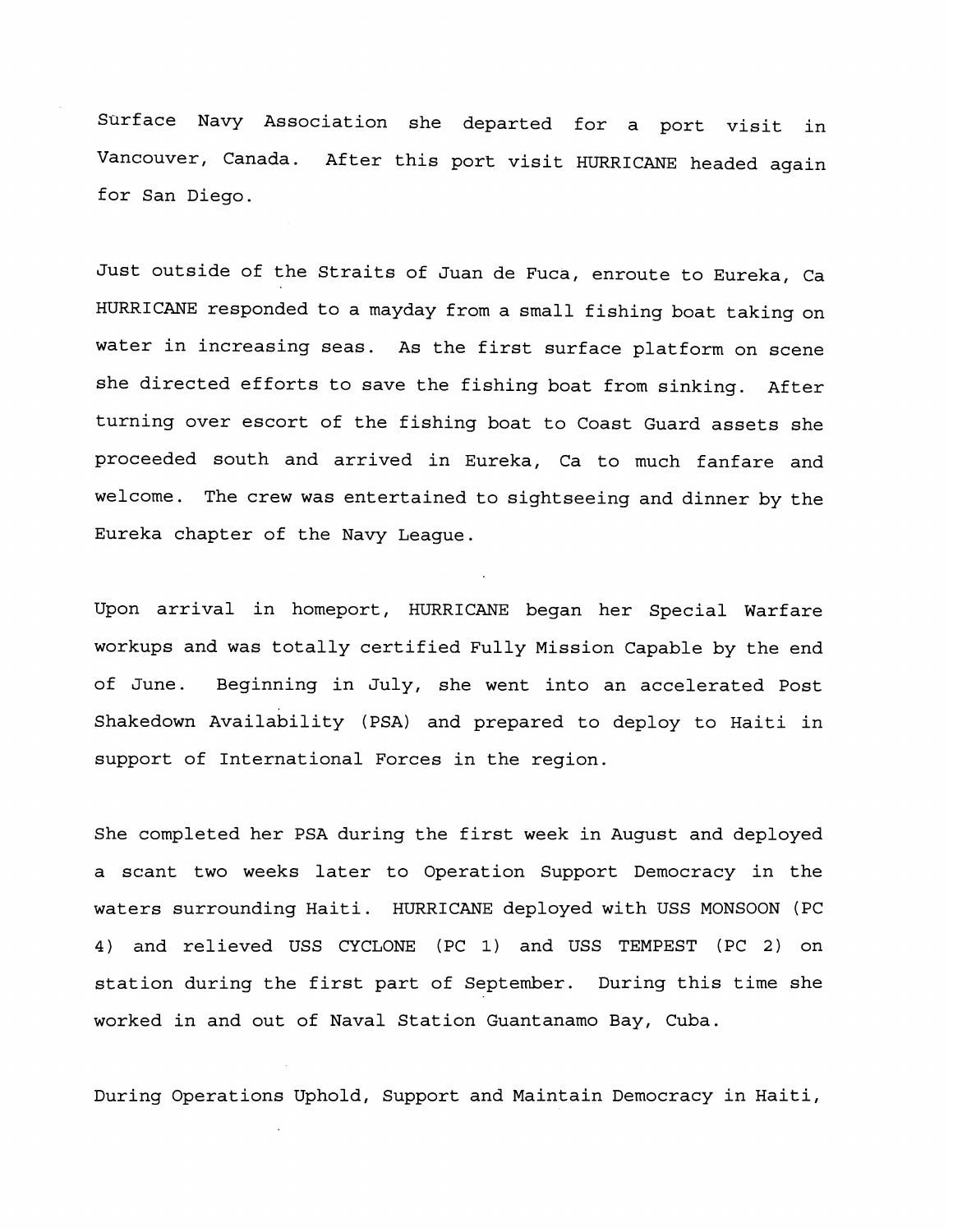Surface Navy Association she departed for a port visit in Vancouver, Canada. After this port visit HURRICANE headed again for San Diego.

Just outside of the Straits of Juan de Fuca, enroute to Eureka, Ca HURRICANE responded to a mayday from a small fishing boat taking on water in increasing seas. As the first surface platform on scene she directed efforts to save the fishing boat from sinking. After turning over escort of the fishing boat to Coast Guard assets she proceeded south and arrived in Eureka, Ca to much fanfare and welcome. The crew was entertained to sightseeing and dinner by the Eureka chapter of the Navy League.

Upon arrival in homeport, HURRICANE began her Special Warfare workups and was totally certified Fully Mission Capable by the end of June. Beginning in July, she went into an accelerated Post Shakedown Availability (PSA) and prepared to deploy to Haiti in support of International Forces in the region.

She completed her PSA during the first week in August and deployed a scant two weeks later to Operation Support Democracy in the waters surrounding Haiti. HURRICANE deployed with USS MONSOON (PC 4) and relieved USS CYCLONE (PC 1) and USS TEMPEST (PC 2) on station during the first part of September. During this time she worked in and out of Naval Station Guantanamo Bay, Cuba.

During Operations Uphold, Support and Maintain Democracy in Haiti,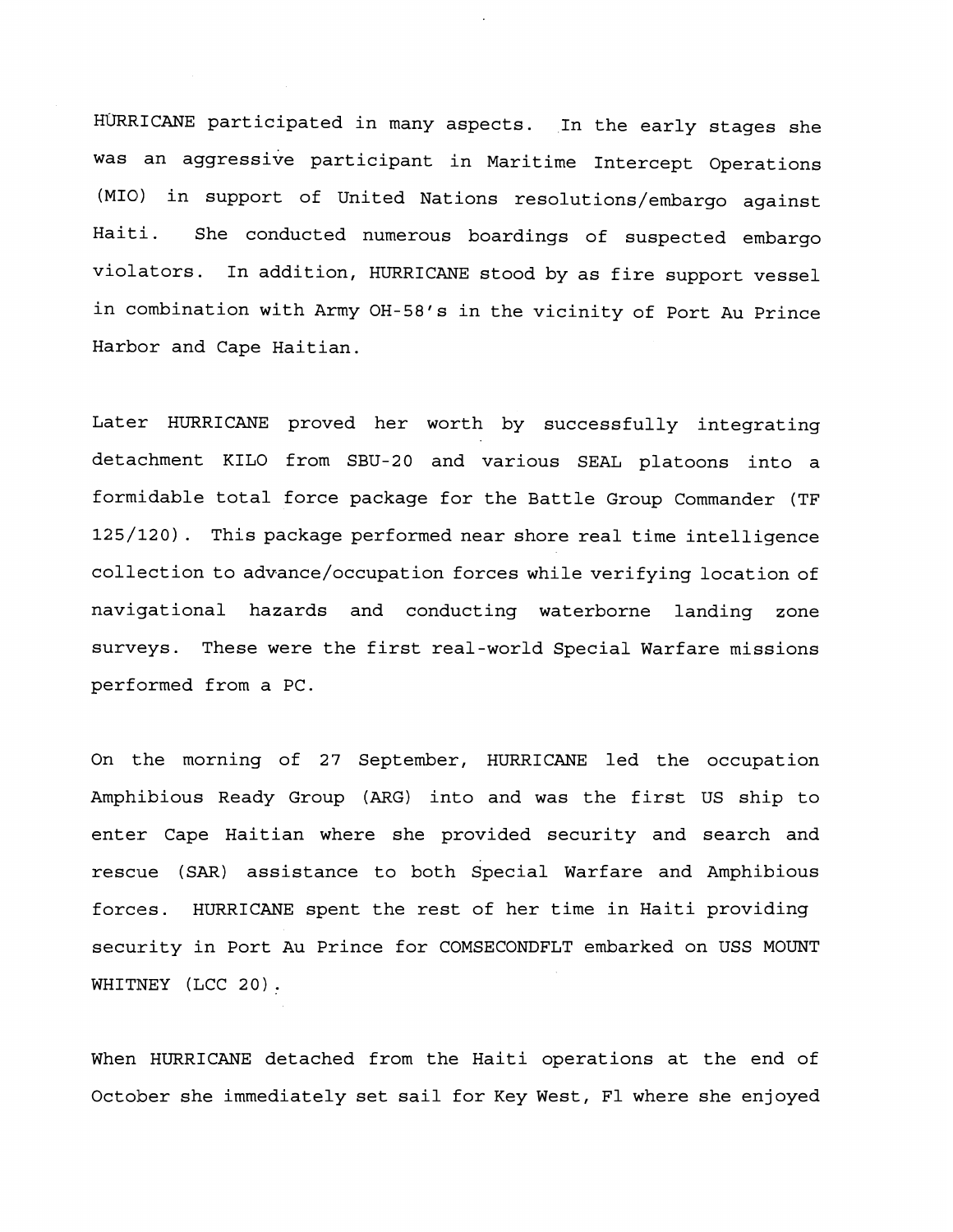HURRICANE participated in many aspects. In the early stages she was an aggressive participant in Maritime Intercept Operations (MIO) in support of United Nations resolutions/embargo against Haiti. She conducted numerous boardings of suspected embargo violators. In addition, HURRICANE stood by as fire support vessel in combination with Army OH-58's in the vicinity of Port Au Prince Harbor and Cape Haitian.

Later HURRICANE proved her worth by successfully integrating detachment KILO from SBU-20 and various SEAL platoons into a formidable total force package for the Battle Group Commander (TF 125/120). This package performed near shore real time intelligence collection to advance/occupation forces while verifying location of navigational hazards and conducting waterborne landing zone surveys. These were the first real-world Special Warfare missions performed from a PC.

On the morning of 27 September, HURRICANE led the occupation Amphibious Ready Group (ARG) into and was the first US ship to enter Cape Haitian where she provided security and search and rescue (SAR) assistance to both Special Warfare and Amphibious forces. HURRICANE spent the rest of her time in Haiti providing security in Port Au Prince for COMSECONDFLT embarked on USS MOUNT WHITNEY (LCC 20).

When HURRICANE detached from the Haiti operations at the end of October she immediately set sail for Key West, Fl where she enjoyed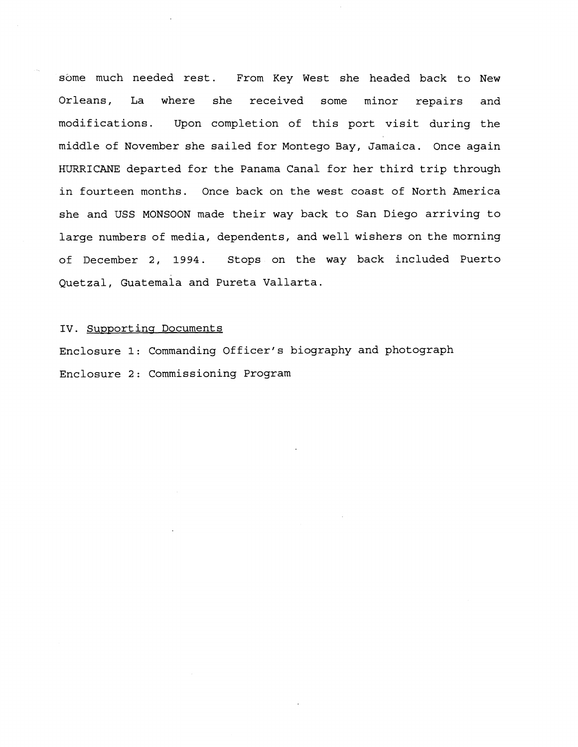some much needed rest. From Key West she headed back to New Orleans, La where she received some minor repairs and modifications. Upon completion of this port visit during the middle of November she sailed for Montego Bay, Jamaica. Once again HURRICANE departed for the Panama Canal for her third trip through in fourteen months. Once back on the west coast of North America she and USS MONSOON made their way back to San Diego arriving to large numbers of media, dependents, and well wishers on the morning of December 2, 1994. Stops on the way back included Puerto Quetzal, Guatemala and Pureta Vallarta.

IV. Supporting Documents

Enclosure 1: Commanding Officer's biography and photograph

Enclosure 2: Commissioning Program